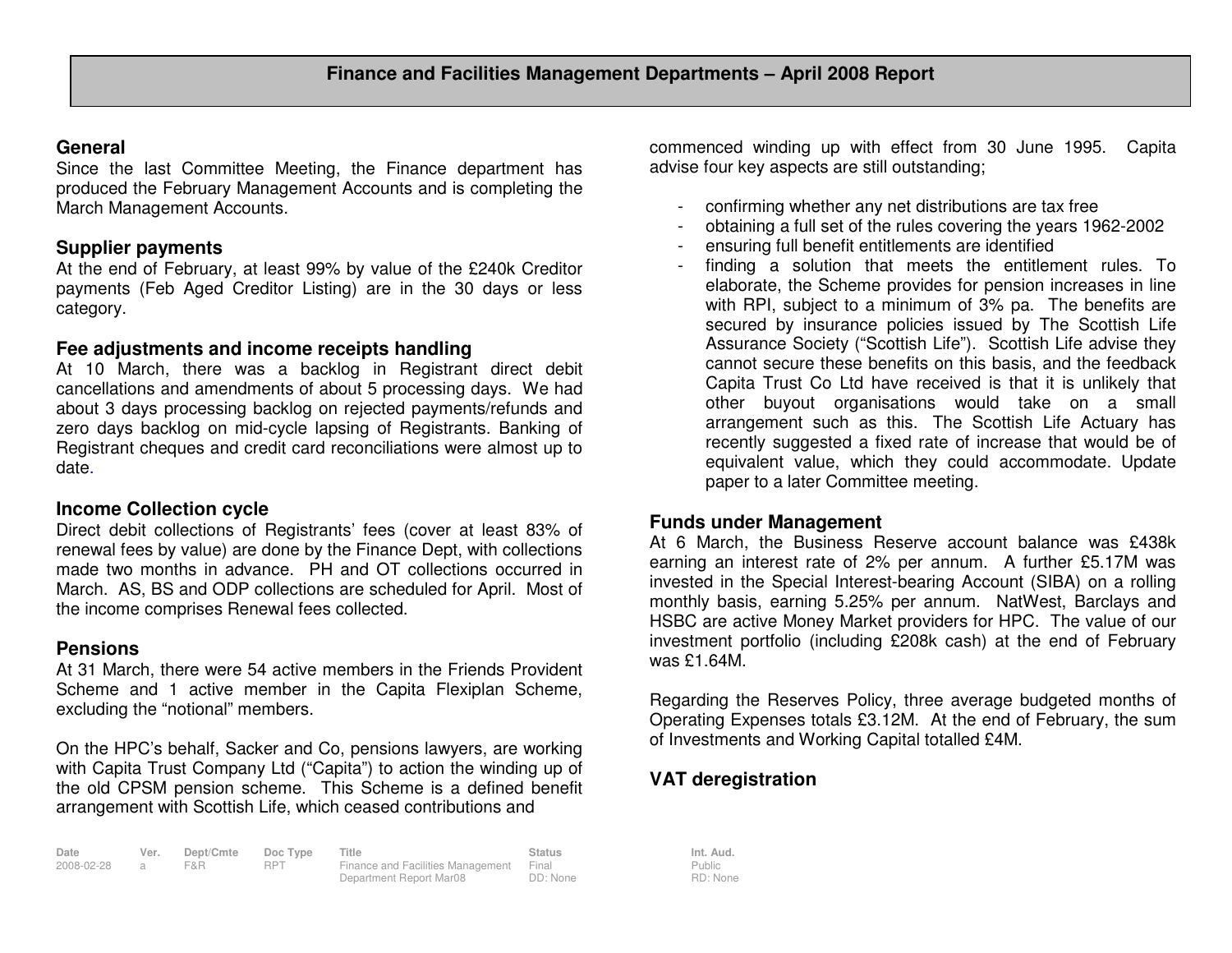# Finance and Facilities Management Departments – April 2008 Report

## General

Since the last Committee Meeting, the Finance department has produced the February Management Accounts and is completing the March Management Accounts.

## Supplier payments

At the end of February, at least 99% by value of the £240k Creditor payments (Feb Aged Creditor Listing) are in the 30 days or less category.

## Fee adjustments and income receipts handling

At 10 March, there was a backlog in Registrant direct debit cancellations and amendments of about 5 processing days. We had about 3 days processing backlog on rejected payments/refunds and zero days backlog on mid-cycle lapsing of Registrants. Banking of Registrant cheques and credit card reconciliations were almost up to date.

## Income Collection cycle

Direct debit collections of Registrants' fees (cover at least 83% of renewal fees by value) are done by the Finance Dept, with collections made two months in advance. PH and OT collections occurred in March. AS, BS and ODP collections are scheduled for April. Most of the income comprises Renewal fees collected.

## Pensions

At 31 March, there were 54 active members in the Friends Provident Scheme and 1 active member in the Capita Flexiplan Scheme, excluding the "notional" members.

On the HPC's behalf, Sacker and Co, pensions lawyers, are working with Capita Trust Company Ltd ("Capita") to action the winding up of the old CPSM pension scheme. This Scheme is a defined benefit arrangement with Scottish Life, which ceased contributions and commenced winding up with effect from 30 June 1995. Capita advise four key aspects are still outstanding;

- confirming whether any net distributions are tax free
- obtaining a full set of the rules covering the years 1962-2002
- ensuring full benefit entitlements are identified
- finding a solution that meets the entitlement rules. To elaborate, the Scheme provides for pension increases in line with RPI, subject to a minimum of 3% pa. The benefits are secured by insurance policies issued by The Scottish Life Assurance Society ("Scottish Life"). Scottish Life advise they cannot secure these benefits on this basis, and the feedback Capita Trust Co Ltd have received is that it is unlikely that other buyout organisations would take on a small arrangement such as this. The Scottish Life Actuary has recently suggested a fixed rate of increase that would be of equivalent value, which they could accommodate. Update paper to a later Committee meeting.

## Funds under Management

At 6 March, the Business Reserve account balance was £438k earning an interest rate of 2% per annum. A further £5.17M was invested in the Special Interest-bearing Account (SIBA) on a rolling monthly basis, earning 5.25% per annum. NatWest, Barclays and HSBC are active Money Market providers for HPC. The value of our investment portfolio (including £208k cash) at the end of February was £1.64M.

Regarding the Reserves Policy, three average budgeted months of Operating Expenses totals £3.12M. At the end of February, the sum of Investments and Working Capital totalled £4M.

## VAT deregistration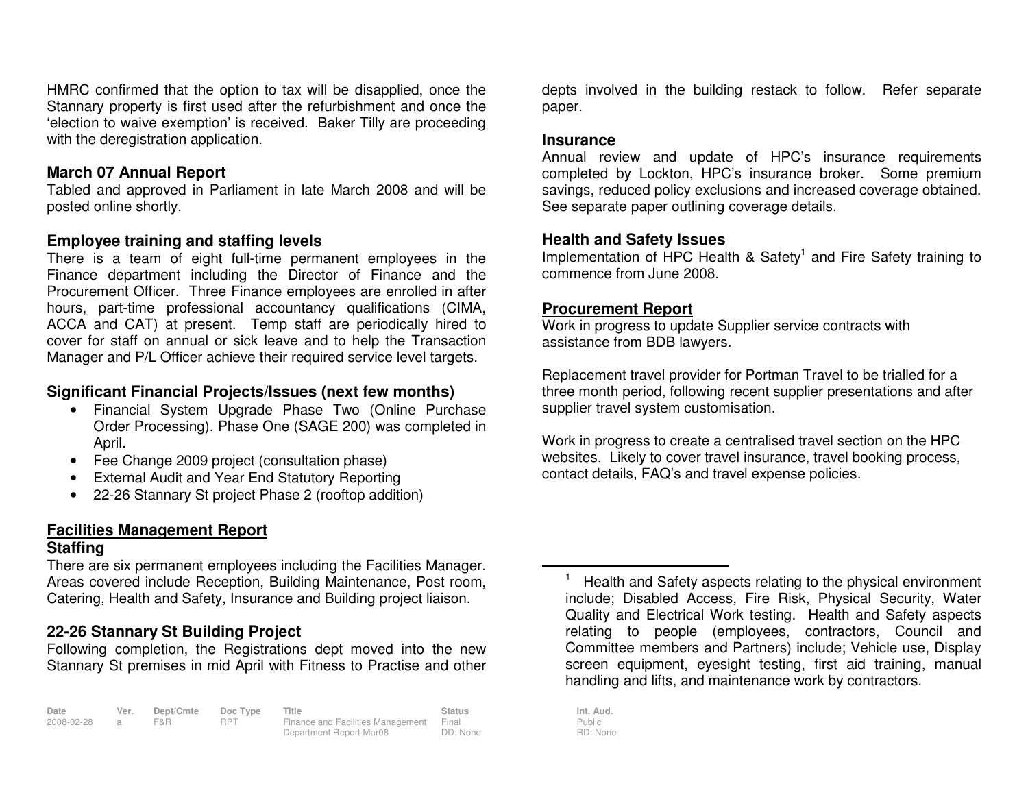HMRC confirmed that the option to tax will be disapplied, once the Stannary property is first used after the refurbishment and once the 'election to waive exemption' is received. Baker Tilly are proceeding with the deregistration application.

### March 07 Annual Report

Tabled and approved in Parliament in late March 2008 and will be posted online shortly.

### Employee training and staffing levels

There is a team of eight full-time permanent employees in the Finance department including the Director of Finance and the Procurement Officer. Three Finance employees are enrolled in after hours, part-time professional accountancy qualifications (CIMA, ACCA and CAT) at present. Temp staff are periodically hired to cover for staff on annual or sick leave and to help the Transaction Manager and P/L Officer achieve their required service level targets.

### Significant Financial Projects/Issues (next few months)

- Financial System Upgrade Phase Two (Online Purchase Order Processing). Phase One (SAGE 200) was completed in April.
- Fee Change 2009 project (consultation phase)
- External Audit and Year End Statutory Reporting
- 22-26 Stannary St project Phase 2 (rooftop addition)

## Facilities Management Report

### Staffing

There are six permanent employees including the Facilities Manager. Areas covered include Reception, Building Maintenance, Post room, Catering, Health and Safety, Insurance and Building project liaison.

### 22-26 Stannary St Building Project

Following completion, the Registrations dept moved into the new Stannary St premises in mid April with Fitness to Practise and other depts involved in the building restack to follow. Refer separate paper.

### Insurance

Annual review and update of HPC's insurance requirements completed by Lockton, HPC's insurance broker. Some premium savings, reduced policy exclusions and increased coverage obtained. See separate paper outlining coverage details.

### Health and Safety Issues

Implementation of HPC Health & Safety[1] and Fire Safety training to commence from June 2008.

## Procurement Report

Work in progress to update Supplier service contracts with assistance from BDB lawyers.

Replacement travel provider for Portman Travel to be trialled for a three month period, following recent supplier presentations and after supplier travel system customisation.

Work in progress to create a centralised travel section on the HPC websites. Likely to cover travel insurance, travel booking process, contact details, FAQ's and travel expense policies.

---

[1] Health and Safety aspects relating to the physical environment include; Disabled Access, Fire Risk, Physical Security, Water Quality and Electrical Work testing. Health and Safety aspects relating to people (employees, contractors, Council and Committee members and Partners) include; Vehicle use, Display screen equipment, eyesight testing, first aid training, manual handling and lifts, and maintenance work by contractors.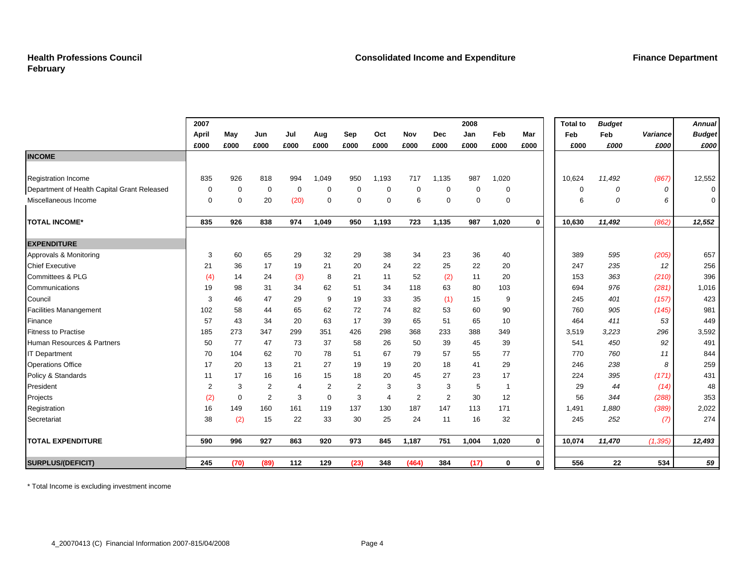**Health Professions Council**
**February**

**Consolidated Income and Expenditure**

**Finance Department**

| | 2007 April £000 | May £000 | Jun £000 | Jul £000 | Aug £000 | Sep £000 | Oct £000 | Nov £000 | Dec £000 | 2008 Jan £000 | Feb £000 | Mar £000 | Total to Feb £000 | *Budget Feb £000* | *Variance £000* | *Annual Budget £000* |
|---|---|---|---|---|---|---|---|---|---|---|---|---|---|---|---|---|
| **INCOME** | | | | | | | | | | | | | | | | |
| Registration Income | 835 | 926 | 818 | 994 | 1,049 | 950 | 1,193 | 717 | 1,135 | 987 | 1,020 | | 10,624 | *11,492* | *(867)* | 12,552 |
| Department of Health Capital Grant Released | 0 | 0 | 0 | 0 | 0 | 0 | 0 | 0 | 0 | 0 | 0 | | 0 | *0* | *0* | 0 |
| Miscellaneous Income | 0 | 0 | 20 | (20) | 0 | 0 | 0 | 6 | 0 | 0 | 0 | | 6 | *0* | *6* | 0 |
| **TOTAL INCOME*** | **835** | **926** | **838** | **974** | **1,049** | **950** | **1,193** | **723** | **1,135** | **987** | **1,020** | **0** | **10,630** | ***11,492*** | ***(862)*** | ***12,552*** |
| **EXPENDITURE** | | | | | | | | | | | | | | | | |
| Approvals & Monitoring | 3 | 60 | 65 | 29 | 32 | 29 | 38 | 34 | 23 | 36 | 40 | | 389 | *595* | *(205)* | 657 |
| Chief Executive | 21 | 36 | 17 | 19 | 21 | 20 | 24 | 22 | 25 | 22 | 20 | | 247 | *235* | *12* | 256 |
| Committees & PLG | (4) | 14 | 24 | (3) | 8 | 21 | 11 | 52 | (2) | 11 | 20 | | 153 | *363* | *(210)* | 396 |
| Communications | 19 | 98 | 31 | 34 | 62 | 51 | 34 | 118 | 63 | 80 | 103 | | 694 | *976* | *(281)* | 1,016 |
| Council | 3 | 46 | 47 | 29 | 9 | 19 | 33 | 35 | (1) | 15 | 9 | | 245 | *401* | *(157)* | 423 |
| Facilities Manangement | 102 | 58 | 44 | 65 | 62 | 72 | 74 | 82 | 53 | 60 | 90 | | 760 | *905* | *(145)* | 981 |
| Finance | 57 | 43 | 34 | 20 | 63 | 17 | 39 | 65 | 51 | 65 | 10 | | 464 | *411* | *53* | 449 |
| Fitness to Practise | 185 | 273 | 347 | 299 | 351 | 426 | 298 | 368 | 233 | 388 | 349 | | 3,519 | *3,223* | *296* | 3,592 |
| Human Resources & Partners | 50 | 77 | 47 | 73 | 37 | 58 | 26 | 50 | 39 | 45 | 39 | | 541 | *450* | *92* | 491 |
| IT Department | 70 | 104 | 62 | 70 | 78 | 51 | 67 | 79 | 57 | 55 | 77 | | 770 | *760* | *11* | 844 |
| Operations Office | 17 | 20 | 13 | 21 | 27 | 19 | 19 | 20 | 18 | 41 | 29 | | 246 | *238* | *8* | 259 |
| Policy & Standards | 11 | 17 | 16 | 16 | 15 | 18 | 20 | 45 | 27 | 23 | 17 | | 224 | *395* | *(171)* | 431 |
| President | 2 | 3 | 2 | 4 | 2 | 2 | 3 | 3 | 3 | 5 | 1 | | 29 | *44* | *(14)* | 48 |
| Projects | (2) | 0 | 2 | 3 | 0 | 3 | 4 | 2 | 2 | 30 | 12 | | 56 | *344* | *(288)* | 353 |
| Registration | 16 | 149 | 160 | 161 | 119 | 137 | 130 | 187 | 147 | 113 | 171 | | 1,491 | *1,880* | *(389)* | 2,022 |
| Secretariat | 38 | (2) | 15 | 22 | 33 | 30 | 25 | 24 | 11 | 16 | 32 | | 245 | *252* | *(7)* | 274 |
| **TOTAL EXPENDITURE** | **590** | **996** | **927** | **863** | **920** | **973** | **845** | **1,187** | **751** | **1,004** | **1,020** | **0** | **10,074** | ***11,470*** | ***(1,395)*** | ***12,493*** |
| **SURPLUS/(DEFICIT)** | **245** | **(70)** | **(89)** | **112** | **129** | **(23)** | **348** | **(464)** | **384** | **(17)** | **0** | **0** | **556** | **22** | **534** | ***59*** |

\* Total Income is excluding investment income

4_20070413 (C) Financial Information 2007-815/04/2008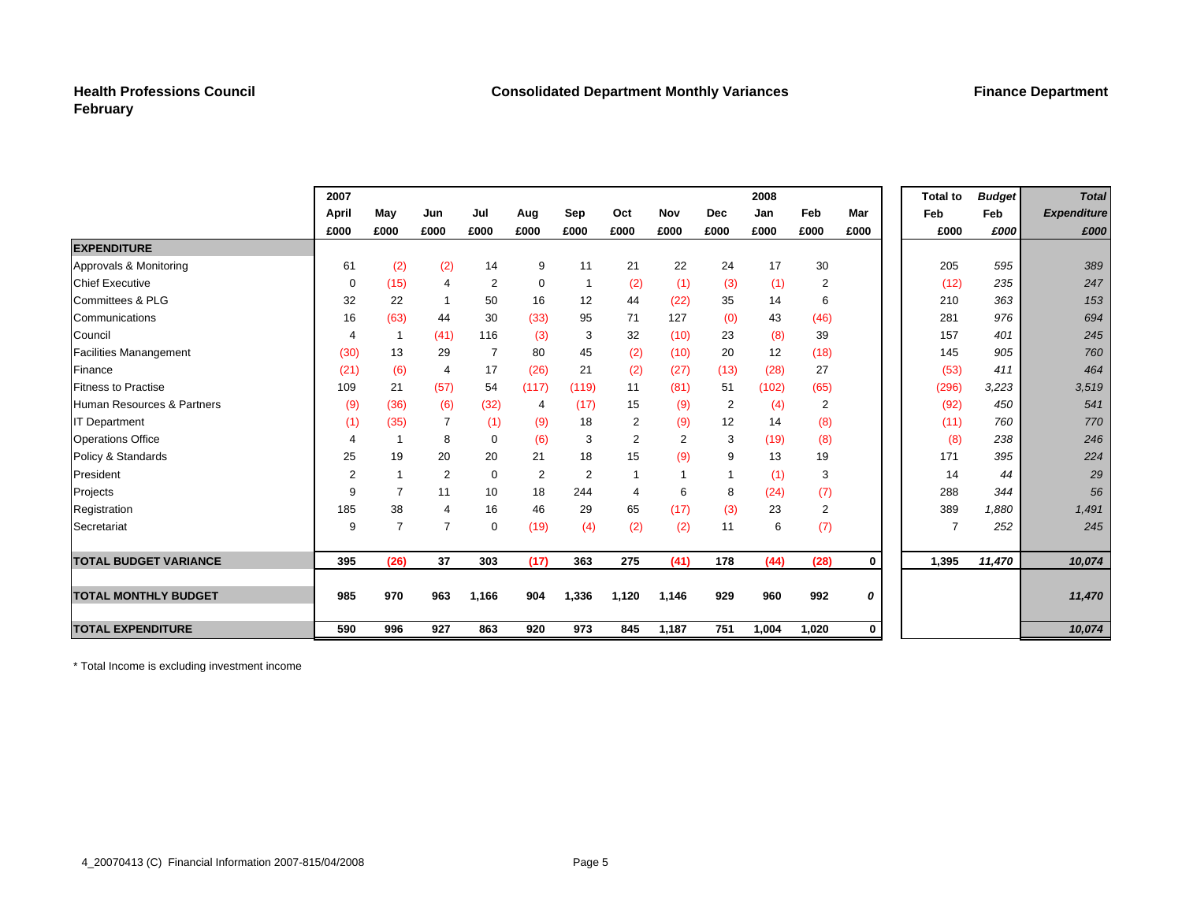**Health Professions Council**
**February**

**Consolidated Department Monthly Variances**

**Finance Department**

| | 2007 April £000 | May £000 | Jun £000 | Jul £000 | Aug £000 | Sep £000 | Oct £000 | Nov £000 | Dec £000 | 2008 Jan £000 | Feb £000 | Mar £000 | Total to Feb £000 | *Budget Feb £000* | *Total Expenditure £000* |
|---|---|---|---|---|---|---|---|---|---|---|---|---|---|---|---|
| **EXPENDITURE** | | | | | | | | | | | | | | | |
| Approvals & Monitoring | 61 | (2) | (2) | 14 | 9 | 11 | 21 | 22 | 24 | 17 | 30 | | 205 | *595* | *389* |
| Chief Executive | 0 | (15) | 4 | 2 | 0 | 1 | (2) | (1) | (3) | (1) | 2 | | (12) | *235* | *247* |
| Committees & PLG | 32 | 22 | 1 | 50 | 16 | 12 | 44 | (22) | 35 | 14 | 6 | | 210 | *363* | *153* |
| Communications | 16 | (63) | 44 | 30 | (33) | 95 | 71 | 127 | (0) | 43 | (46) | | 281 | *976* | *694* |
| Council | 4 | 1 | (41) | 116 | (3) | 3 | 32 | (10) | 23 | (8) | 39 | | 157 | *401* | *245* |
| Facilities Manangement | (30) | 13 | 29 | 7 | 80 | 45 | (2) | (10) | 20 | 12 | (18) | | 145 | *905* | *760* |
| Finance | (21) | (6) | 4 | 17 | (26) | 21 | (2) | (27) | (13) | (28) | 27 | | (53) | *411* | *464* |
| Fitness to Practise | 109 | 21 | (57) | 54 | (117) | (119) | 11 | (81) | 51 | (102) | (65) | | (296) | *3,223* | *3,519* |
| Human Resources & Partners | (9) | (36) | (6) | (32) | 4 | (17) | 15 | (9) | 2 | (4) | 2 | | (92) | *450* | *541* |
| IT Department | (1) | (35) | 7 | (1) | (9) | 18 | 2 | (9) | 12 | 14 | (8) | | (11) | *760* | *770* |
| Operations Office | 4 | 1 | 8 | 0 | (6) | 3 | 2 | 2 | 3 | (19) | (8) | | (8) | *238* | *246* |
| Policy & Standards | 25 | 19 | 20 | 20 | 21 | 18 | 15 | (9) | 9 | 13 | 19 | | 171 | *395* | *224* |
| President | 2 | 1 | 2 | 0 | 2 | 2 | 1 | 1 | 1 | (1) | 3 | | 14 | *44* | *29* |
| Projects | 9 | 7 | 11 | 10 | 18 | 244 | 4 | 6 | 8 | (24) | (7) | | 288 | *344* | *56* |
| Registration | 185 | 38 | 4 | 16 | 46 | 29 | 65 | (17) | (3) | 23 | 2 | | 389 | *1,880* | *1,491* |
| Secretariat | 9 | 7 | 7 | 0 | (19) | (4) | (2) | (2) | 11 | 6 | (7) | | 7 | *252* | *245* |
| **TOTAL BUDGET VARIANCE** | **395** | **(26)** | **37** | **303** | **(17)** | **363** | **275** | **(41)** | **178** | **(44)** | **(28)** | **0** | **1,395** | ***11,470*** | ***10,074*** |
| **TOTAL MONTHLY BUDGET** | **985** | **970** | **963** | **1,166** | **904** | **1,336** | **1,120** | **1,146** | **929** | **960** | **992** | ***0*** | | | ***11,470*** |
| **TOTAL EXPENDITURE** | **590** | **996** | **927** | **863** | **920** | **973** | **845** | **1,187** | **751** | **1,004** | **1,020** | **0** | | | ***10,074*** |

* Total Income is excluding investment income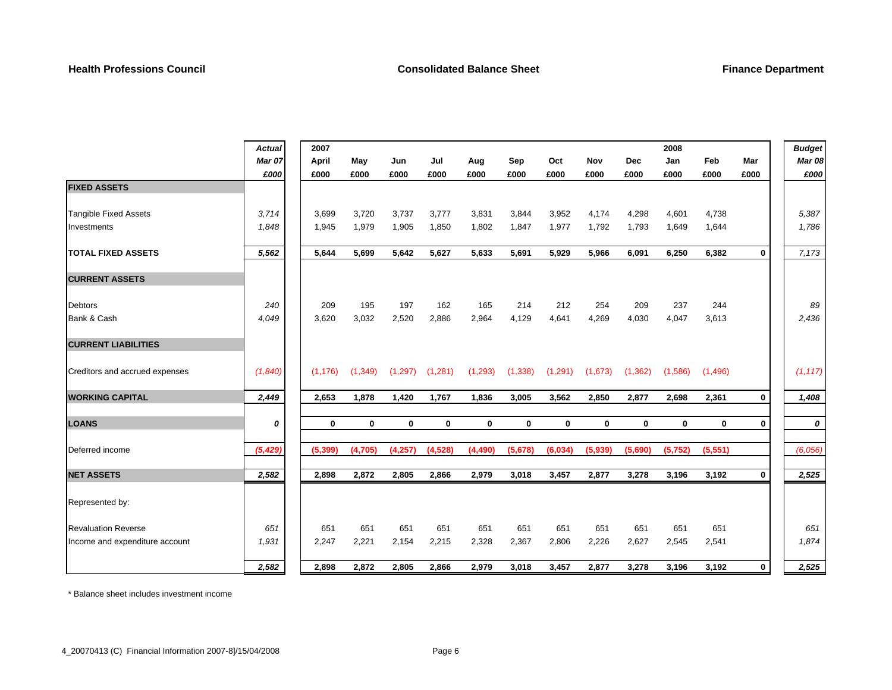**Health Professions Council** | **Consolidated Balance Sheet** | **Finance Department**

| | *Actual* | 2007 | | | | | | | | | 2008 | | | *Budget* |
|---|---|---|---|---|---|---|---|---|---|---|---|---|---|---|
| | *Mar 07* | April | May | Jun | Jul | Aug | Sep | Oct | Nov | Dec | Jan | Feb | Mar | *Mar 08* |
| | *£000* | £000 | £000 | £000 | £000 | £000 | £000 | £000 | £000 | £000 | £000 | £000 | £000 | *£000* |
| **FIXED ASSETS** | | | | | | | | | | | | | | |
| Tangible Fixed Assets | *3,714* | 3,699 | 3,720 | 3,737 | 3,777 | 3,831 | 3,844 | 3,952 | 4,174 | 4,298 | 4,601 | 4,738 | | *5,387* |
| Investments | *1,848* | 1,945 | 1,979 | 1,905 | 1,850 | 1,802 | 1,847 | 1,977 | 1,792 | 1,793 | 1,649 | 1,644 | | *1,786* |
| **TOTAL FIXED ASSETS** | ***5,562*** | **5,644** | **5,699** | **5,642** | **5,627** | **5,633** | **5,691** | **5,929** | **5,966** | **6,091** | **6,250** | **6,382** | **0** | *7,173* |
| **CURRENT ASSETS** | | | | | | | | | | | | | | |
| Debtors | *240* | 209 | 195 | 197 | 162 | 165 | 214 | 212 | 254 | 209 | 237 | 244 | | *89* |
| Bank & Cash | *4,049* | 3,620 | 3,032 | 2,520 | 2,886 | 2,964 | 4,129 | 4,641 | 4,269 | 4,030 | 4,047 | 3,613 | | *2,436* |
| **CURRENT LIABILITIES** | | | | | | | | | | | | | | |
| Creditors and accrued expenses | *(1,840)* | (1,176) | (1,349) | (1,297) | (1,281) | (1,293) | (1,338) | (1,291) | (1,673) | (1,362) | (1,586) | (1,496) | | *(1,117)* |
| **WORKING CAPITAL** | ***2,449*** | **2,653** | **1,878** | **1,420** | **1,767** | **1,836** | **3,005** | **3,562** | **2,850** | **2,877** | **2,698** | **2,361** | **0** | ***1,408*** |
| **LOANS** | ***0*** | **0** | **0** | **0** | **0** | **0** | **0** | **0** | **0** | **0** | **0** | **0** | **0** | ***0*** |
| Deferred income | ***(5,429)*** | **(5,399)** | **(4,705)** | **(4,257)** | **(4,528)** | **(4,490)** | **(5,678)** | **(6,034)** | **(5,939)** | **(5,690)** | **(5,752)** | **(5,551)** | | *(6,056)* |
| **NET ASSETS** | ***2,582*** | **2,898** | **2,872** | **2,805** | **2,866** | **2,979** | **3,018** | **3,457** | **2,877** | **3,278** | **3,196** | **3,192** | **0** | ***2,525*** |
| Represented by: | | | | | | | | | | | | | | |
| Revaluation Reverse | *651* | 651 | 651 | 651 | 651 | 651 | 651 | 651 | 651 | 651 | 651 | 651 | | *651* |
| Income and expenditure account | *1,931* | 2,247 | 2,221 | 2,154 | 2,215 | 2,328 | 2,367 | 2,806 | 2,226 | 2,627 | 2,545 | 2,541 | | *1,874* |
| | ***2,582*** | **2,898** | **2,872** | **2,805** | **2,866** | **2,979** | **3,018** | **3,457** | **2,877** | **3,278** | **3,196** | **3,192** | **0** | ***2,525*** |

* Balance sheet includes investment income

4_20070413 (C) Financial Information 2007-8]/15/04/2008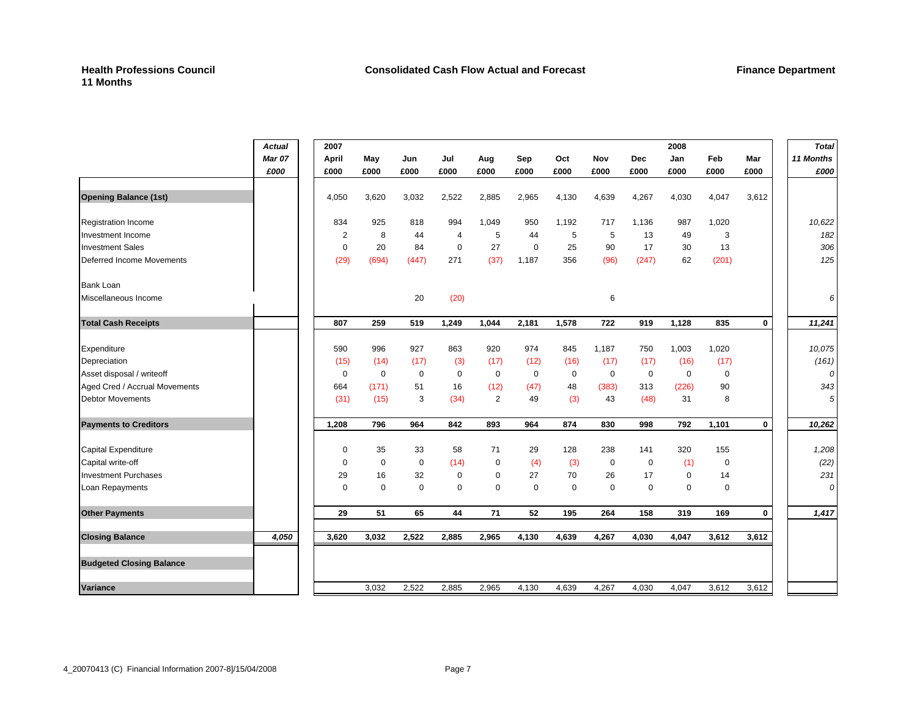**Health Professions Council**
**11 Months**

**Consolidated Cash Flow Actual and Forecast**

**Finance Department**

| | *Actual Mar 07 £000* | 2007 April £000 | May £000 | Jun £000 | Jul £000 | Aug £000 | Sep £000 | Oct £000 | Nov £000 | Dec £000 | 2008 Jan £000 | Feb £000 | Mar £000 | *Total 11 Months £000* |
|---|---|---|---|---|---|---|---|---|---|---|---|---|---|---|
| **Opening Balance (1st)** | | 4,050 | 3,620 | 3,032 | 2,522 | 2,885 | 2,965 | 4,130 | 4,639 | 4,267 | 4,030 | 4,047 | 3,612 | |
| Registration Income | | 834 | 925 | 818 | 994 | 1,049 | 950 | 1,192 | 717 | 1,136 | 987 | 1,020 | | *10,622* |
| Investment Income | | 2 | 8 | 44 | 4 | 5 | 44 | 5 | 5 | 13 | 49 | 3 | | *182* |
| Investment Sales | | 0 | 20 | 84 | 0 | 27 | 0 | 25 | 90 | 17 | 30 | 13 | | *306* |
| Deferred Income Movements | | (29) | (694) | (447) | 271 | (37) | 1,187 | 356 | (96) | (247) | 62 | (201) | | *125* |
| Bank Loan | | | | | | | | | | | | | | |
| Miscellaneous Income | | | | 20 | (20) | | | | 6 | | | | | *6* |
| **Total Cash Receipts** | | **807** | **259** | **519** | **1,249** | **1,044** | **2,181** | **1,578** | **722** | **919** | **1,128** | **835** | **0** | ***11,241*** |
| Expenditure | | 590 | 996 | 927 | 863 | 920 | 974 | 845 | 1,187 | 750 | 1,003 | 1,020 | | *10,075* |
| Depreciation | | (15) | (14) | (17) | (3) | (17) | (12) | (16) | (17) | (17) | (16) | (17) | | *(161)* |
| Asset disposal / writeoff | | 0 | 0 | 0 | 0 | 0 | 0 | 0 | 0 | 0 | 0 | 0 | | *0* |
| Aged Cred / Accrual Movements | | 664 | (171) | 51 | 16 | (12) | (47) | 48 | (383) | 313 | (226) | 90 | | *343* |
| Debtor Movements | | (31) | (15) | 3 | (34) | 2 | 49 | (3) | 43 | (48) | 31 | 8 | | *5* |
| **Payments to Creditors** | | **1,208** | **796** | **964** | **842** | **893** | **964** | **874** | **830** | **998** | **792** | **1,101** | **0** | ***10,262*** |
| Capital Expenditure | | 0 | 35 | 33 | 58 | 71 | 29 | 128 | 238 | 141 | 320 | 155 | | *1,208* |
| Capital write-off | | 0 | 0 | 0 | (14) | 0 | (4) | (3) | 0 | 0 | (1) | 0 | | *(22)* |
| Investment Purchases | | 29 | 16 | 32 | 0 | 0 | 27 | 70 | 26 | 17 | 0 | 14 | | *231* |
| Loan Repayments | | 0 | 0 | 0 | 0 | 0 | 0 | 0 | 0 | 0 | 0 | 0 | | *0* |
| **Other Payments** | | **29** | **51** | **65** | **44** | **71** | **52** | **195** | **264** | **158** | **319** | **169** | **0** | ***1,417*** |
| **Closing Balance** | ***4,050*** | **3,620** | **3,032** | **2,522** | **2,885** | **2,965** | **4,130** | **4,639** | **4,267** | **4,030** | **4,047** | **3,612** | **3,612** | |
| **Budgeted Closing Balance** | | | | | | | | | | | | | | |
| **Variance** | | | 3,032 | 2,522 | 2,885 | 2,965 | 4,130 | 4,639 | 4,267 | 4,030 | 4,047 | 3,612 | 3,612 | |

4_20070413 (C) Financial Information 2007-8]/15/04/2008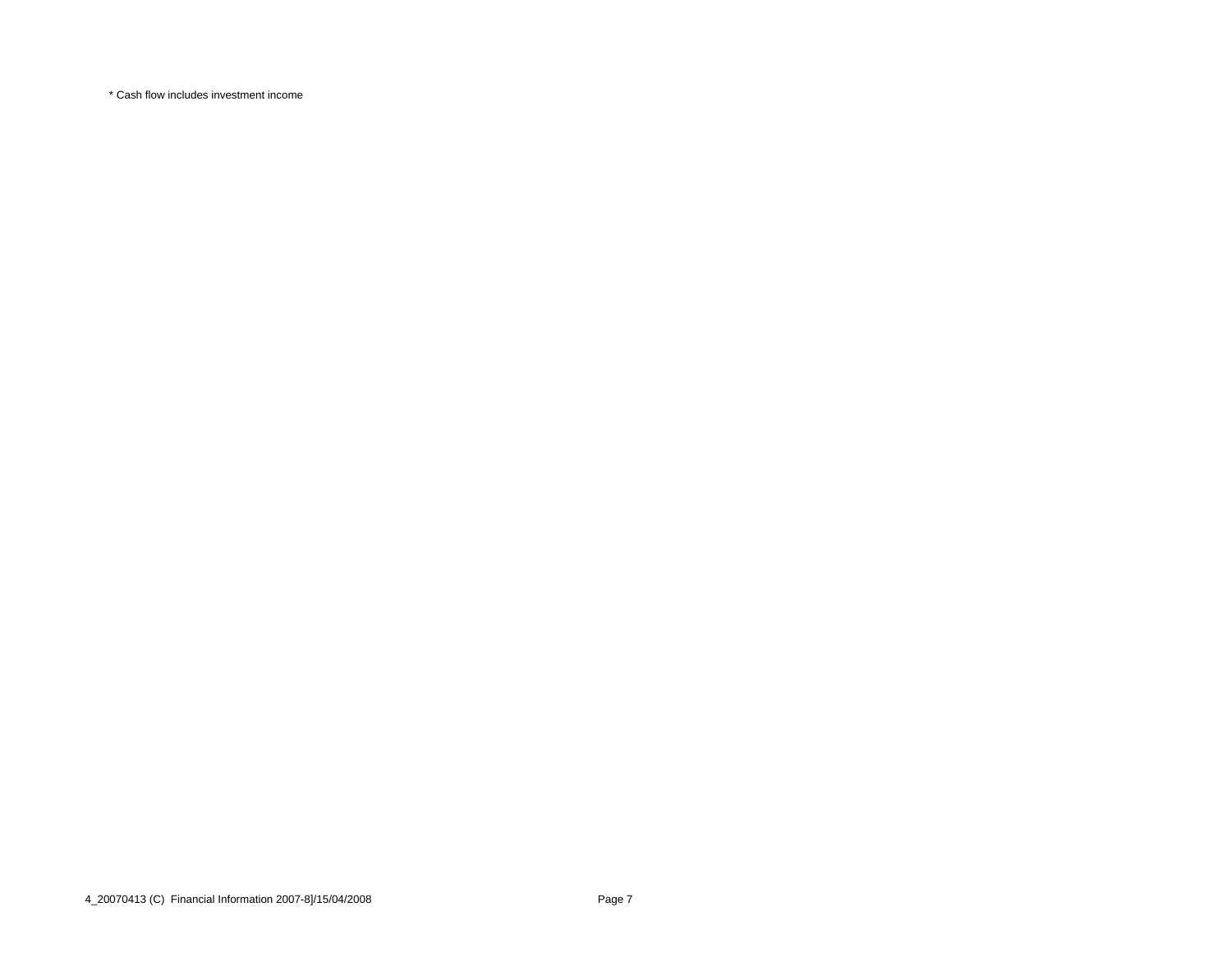* Cash flow includes investment income